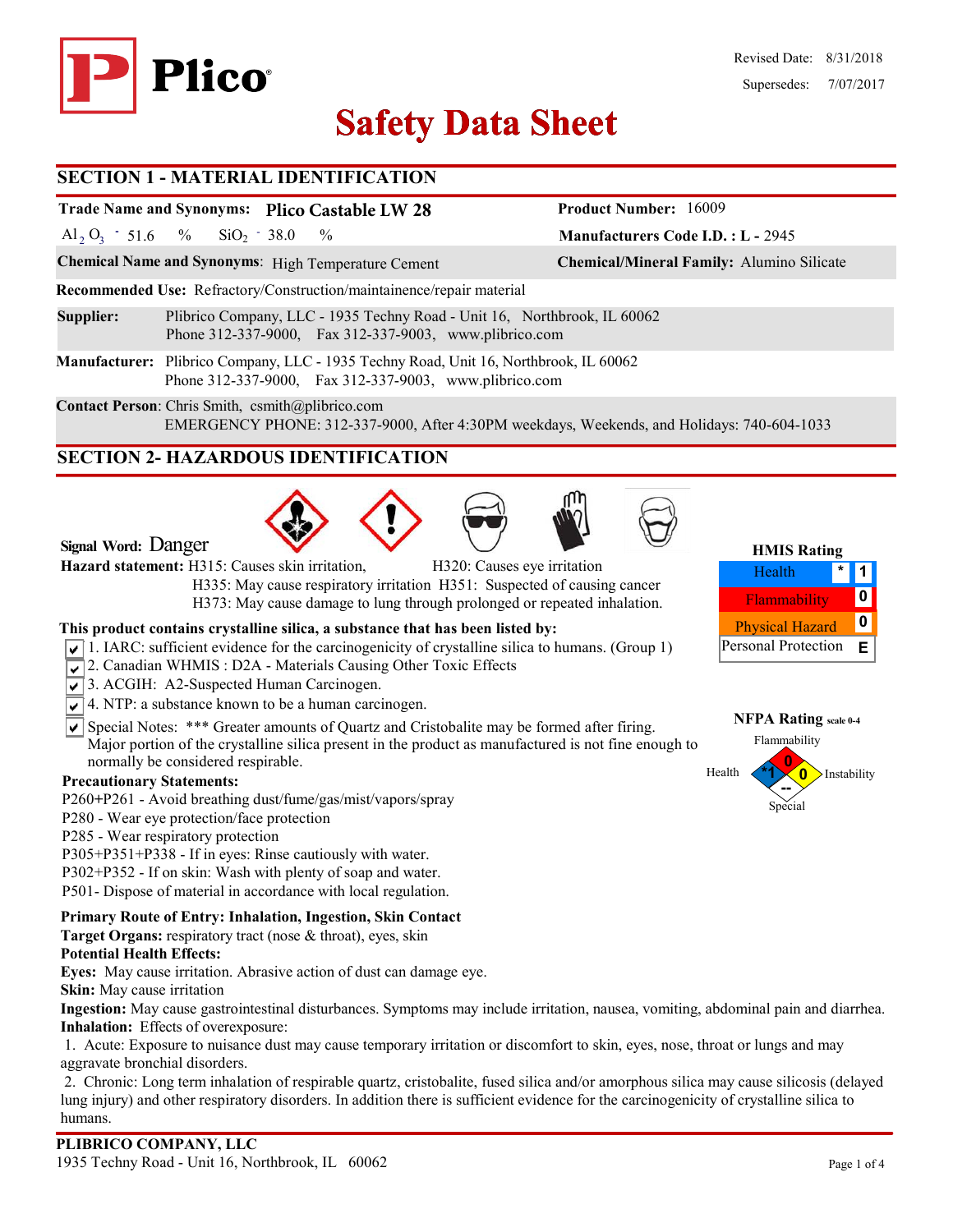# Plico

Revised Date: 8/31/2018

Supersedes: 7/07/2017

# Safety Data Sheet

## SECTION 1 - MATERIAL IDENTIFICATION

**Trade Name and Synonyms:** **Plico Castable LW 28**

**Product Number:** 16009

$Al_2O_3$ - 51.6 % $SiO_2$ - 38.0 %

**Manufacturers Code I.D. :** L - 2945

**Chemical Name and Synonyms**: High Temperature Cement

**Chemical/Mineral Family:** Alumino Silicate

**Recommended Use:** Refractory/Construction/maintainence/repair material

**Supplier:** Plibrico Company, LLC - 1935 Techny Road - Unit 16, Northbrook, IL 60062
Phone 312-337-9000, Fax 312-337-9003, www.plibrico.com

**Manufacturer:** Plibrico Company, LLC - 1935 Techny Road, Unit 16, Northbrook, IL 60062
Phone 312-337-9000, Fax 312-337-9003, www.plibrico.com

**Contact Person**: Chris Smith, csmith@plibrico.com
EMERGENCY PHONE: 312-337-9000, After 4:30PM weekdays, Weekends, and Holidays: 740-604-1033

## SECTION 2- HAZARDOUS IDENTIFICATION

**Signal Word:** Danger

**Hazard statement:** H315: Causes skin irritation, H320: Causes eye irritation
H335: May cause respiratory irritation H351: Suspected of causing cancer
H373: May cause damage to lung through prolonged or repeated inhalation.

**HMIS Rating**

| | | |
|---|---|---|
| Health | * | 1 |
| Flammability | | 0 |
| Physical Hazard | | 0 |
| Personal Protection | | E |

**NFPA Rating** scale 0-4

Flammability: 0; Health: *1; Instability: 0; Special: --

**This product contains crystalline silica, a substance that has been listed by:**

- ☑ 1. IARC: sufficient evidence for the carcinogenicity of crystalline silica to humans. (Group 1)
- ☑ 2. Canadian WHMIS : D2A - Materials Causing Other Toxic Effects
- ☑ 3. ACGIH: A2-Suspected Human Carcinogen.
- ☑ 4. NTP: a substance known to be a human carcinogen.
- ☑ Special Notes: *** Greater amounts of Quartz and Cristobalite may be formed after firing. Major portion of the crystalline silica present in the product as manufactured is not fine enough to normally be considered respirable.

**Precautionary Statements:**

P260+P261 - Avoid breathing dust/fume/gas/mist/vapors/spray
P280 - Wear eye protection/face protection
P285 - Wear respiratory protection
P305+P351+P338 - If in eyes: Rinse cautiously with water.
P302+P352 - If on skin: Wash with plenty of soap and water.
P501- Dispose of material in accordance with local regulation.

**Primary Route of Entry: Inhalation, Ingestion, Skin Contact**
**Target Organs:** respiratory tract (nose & throat), eyes, skin
**Potential Health Effects:**
**Eyes:** May cause irritation. Abrasive action of dust can damage eye.
**Skin:** May cause irritation
**Ingestion:** May cause gastrointestinal disturbances. Symptoms may include irritation, nausea, vomiting, abdominal pain and diarrhea.
**Inhalation:** Effects of overexposure:

1. Acute: Exposure to nuisance dust may cause temporary irritation or discomfort to skin, eyes, nose, throat or lungs and may aggravate bronchial disorders.
2. Chronic: Long term inhalation of respirable quartz, cristobalite, fused silica and/or amorphous silica may cause silicosis (delayed lung injury) and other respiratory disorders. In addition there is sufficient evidence for the carcinogenicity of crystalline silica to humans.

**PLIBRICO COMPANY, LLC**
1935 Techny Road - Unit 16, Northbrook, IL 60062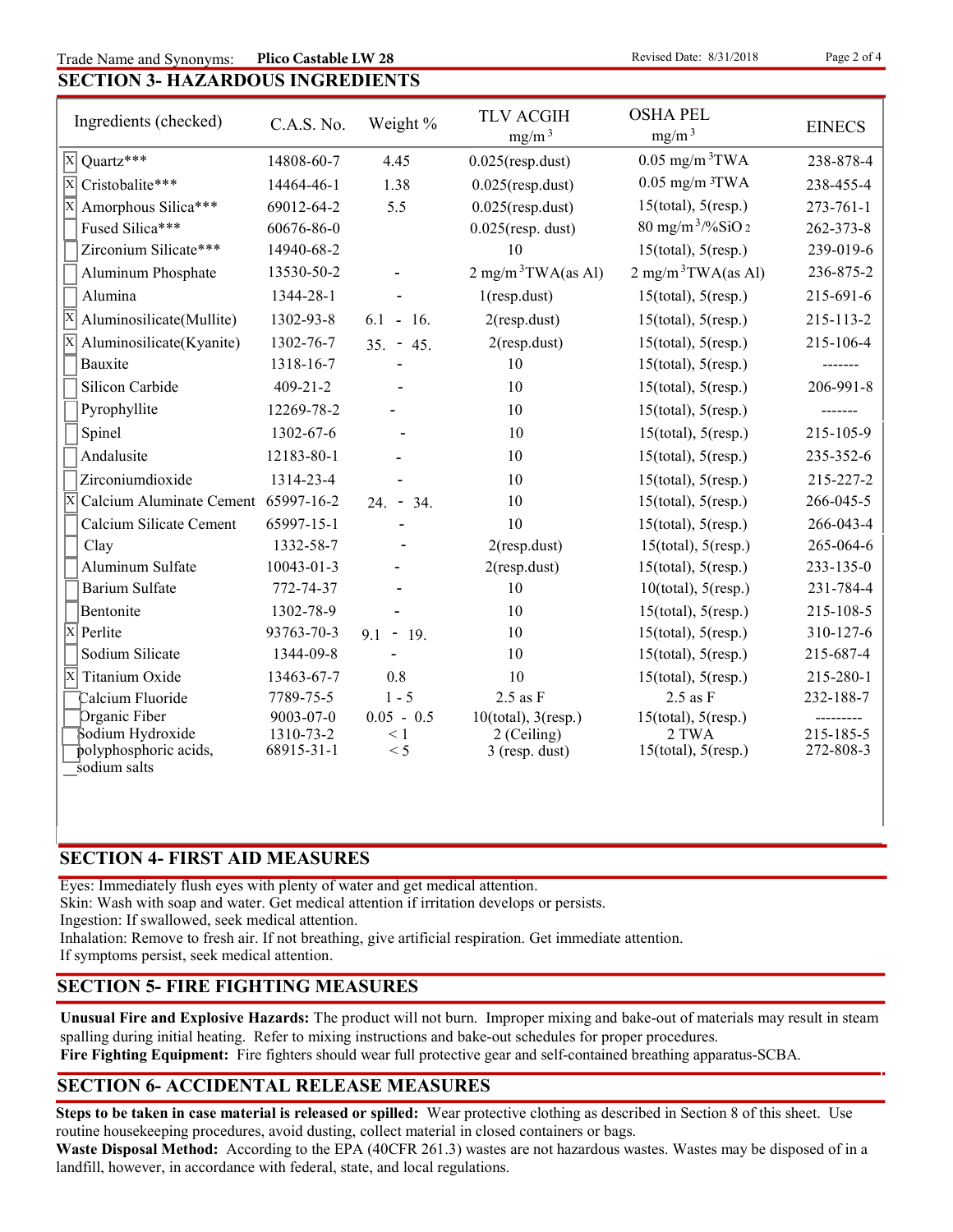Trade Name and Synonyms: **Plico Castable LW 28**

## SECTION 3- HAZARDOUS INGREDIENTS

| Ingredients (checked) | C.A.S. No. | Weight % | TLV ACGIH $mg/m^3$ | OSHA PEL $mg/m^3$ | EINECS |
|---|---|---|---|---|---|
| [X] Quartz*** | 14808-60-7 | 4.45 | 0.025(resp.dust) | 0.05 $mg/m^3$TWA | 238-878-4 |
| [X] Cristobalite*** | 14464-46-1 | 1.38 | 0.025(resp.dust) | 0.05 $mg/m^3$TWA | 238-455-4 |
| [X] Amorphous Silica*** | 69012-64-2 | 5.5 | 0.025(resp.dust) | 15(total), 5(resp.) | 273-761-1 |
| [ ] Fused Silica*** | 60676-86-0 | | 0.025(resp. dust) | 80 $mg/m^3$/%$SiO_2$ | 262-373-8 |
| [ ] Zirconium Silicate*** | 14940-68-2 | | 10 | 15(total), 5(resp.) | 239-019-6 |
| [ ] Aluminum Phosphate | 13530-50-2 | - | 2 $mg/m^3$TWA(as Al) | 2 $mg/m^3$TWA(as Al) | 236-875-2 |
| [ ] Alumina | 1344-28-1 | - | 1(resp.dust) | 15(total), 5(resp.) | 215-691-6 |
| [X] Aluminosilicate(Mullite) | 1302-93-8 | 6.1 - 16. | 2(resp.dust) | 15(total), 5(resp.) | 215-113-2 |
| [X] Aluminosilicate(Kyanite) | 1302-76-7 | 35. - 45. | 2(resp.dust) | 15(total), 5(resp.) | 215-106-4 |
| [ ] Bauxite | 1318-16-7 | - | 10 | 15(total), 5(resp.) | ------- |
| [ ] Silicon Carbide | 409-21-2 | - | 10 | 15(total), 5(resp.) | 206-991-8 |
| [ ] Pyrophyllite | 12269-78-2 | - | 10 | 15(total), 5(resp.) | ------- |
| [ ] Spinel | 1302-67-6 | - | 10 | 15(total), 5(resp.) | 215-105-9 |
| [ ] Andalusite | 12183-80-1 | - | 10 | 15(total), 5(resp.) | 235-352-6 |
| [ ] Zirconiumdioxide | 1314-23-4 | - | 10 | 15(total), 5(resp.) | 215-227-2 |
| [X] Calcium Aluminate Cement | 65997-16-2 | 24. - 34. | 10 | 15(total), 5(resp.) | 266-045-5 |
| [ ] Calcium Silicate Cement | 65997-15-1 | - | 10 | 15(total), 5(resp.) | 266-043-4 |
| [ ] Clay | 1332-58-7 | - | 2(resp.dust) | 15(total), 5(resp.) | 265-064-6 |
| [ ] Aluminum Sulfate | 10043-01-3 | - | 2(resp.dust) | 15(total), 5(resp.) | 233-135-0 |
| [ ] Barium Sulfate | 772-74-37 | - | 10 | 10(total), 5(resp.) | 231-784-4 |
| [ ] Bentonite | 1302-78-9 | - | 10 | 15(total), 5(resp.) | 215-108-5 |
| [X] Perlite | 93763-70-3 | 9.1 - 19. | 10 | 15(total), 5(resp.) | 310-127-6 |
| [ ] Sodium Silicate | 1344-09-8 | - | 10 | 15(total), 5(resp.) | 215-687-4 |
| [X] Titanium Oxide | 13463-67-7 | 0.8 | 10 | 15(total), 5(resp.) | 215-280-1 |
| [ ] Calcium Fluoride | 7789-75-5 | 1 - 5 | 2.5 as F | 2.5 as F | 232-188-7 |
| [ ] Organic Fiber | 9003-07-0 | 0.05 - 0.5 | 10(total), 3(resp.) | 15(total), 5(resp.) | --------- |
| [ ] Sodium Hydroxide | 1310-73-2 | < 1 | 2 (Ceiling) | 2 TWA | 215-185-5 |
| [ ] polyphosphoric acids, sodium salts | 68915-31-1 | < 5 | 3 (resp. dust) | 15(total), 5(resp.) | 272-808-3 |

## SECTION 4- FIRST AID MEASURES

Eyes: Immediately flush eyes with plenty of water and get medical attention.
Skin: Wash with soap and water. Get medical attention if irritation develops or persists.
Ingestion: If swallowed, seek medical attention.
Inhalation: Remove to fresh air. If not breathing, give artificial respiration. Get immediate attention.
If symptoms persist, seek medical attention.

## SECTION 5- FIRE FIGHTING MEASURES

**Unusual Fire and Explosive Hazards:** The product will not burn. Improper mixing and bake-out of materials may result in steam spalling during initial heating. Refer to mixing instructions and bake-out schedules for proper procedures.
**Fire Fighting Equipment:** Fire fighters should wear full protective gear and self-contained breathing apparatus-SCBA.

## SECTION 6- ACCIDENTAL RELEASE MEASURES

**Steps to be taken in case material is released or spilled:** Wear protective clothing as described in Section 8 of this sheet. Use routine housekeeping procedures, avoid dusting, collect material in closed containers or bags.
**Waste Disposal Method:** According to the EPA (40CFR 261.3) wastes are not hazardous wastes. Wastes may be disposed of in a landfill, however, in accordance with federal, state, and local regulations.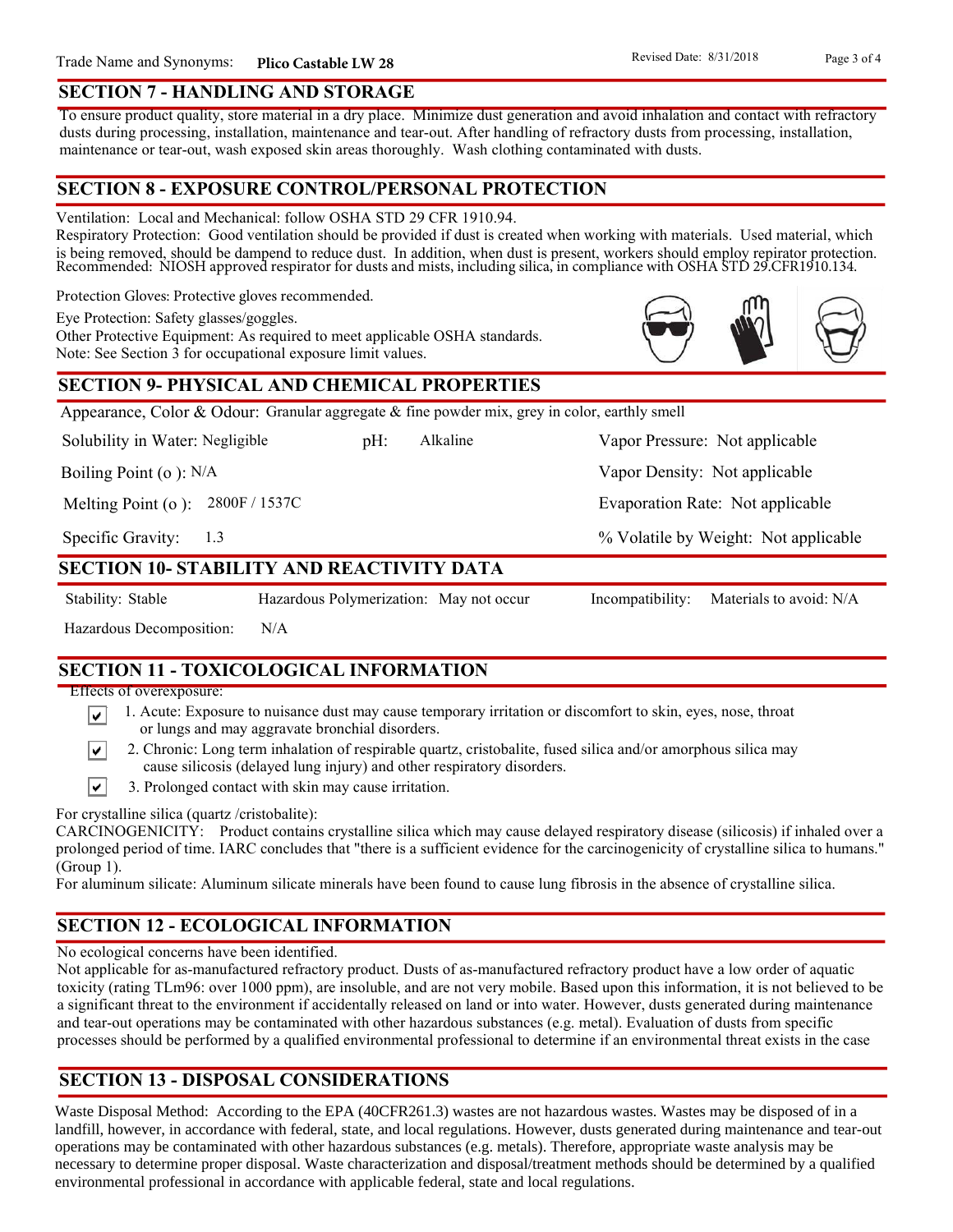## SECTION 7 - HANDLING AND STORAGE

To ensure product quality, store material in a dry place. Minimize dust generation and avoid inhalation and contact with refractory dusts during processing, installation, maintenance and tear-out. After handling of refractory dusts from processing, installation, maintenance or tear-out, wash exposed skin areas thoroughly. Wash clothing contaminated with dusts.

## SECTION 8 - EXPOSURE CONTROL/PERSONAL PROTECTION

Ventilation: Local and Mechanical: follow OSHA STD 29 CFR 1910.94.

Respiratory Protection: Good ventilation should be provided if dust is created when working with materials. Used material, which is being removed, should be dampend to reduce dust. In addition, when dust is present, workers should employ repirator protection. Recommended: NIOSH approved respirator for dusts and mists, including silica, in compliance with OSHA STD 29.CFR1910.134.

Protection Gloves: Protective gloves recommended.

Eye Protection: Safety glasses/goggles.

Other Protective Equipment: As required to meet applicable OSHA standards.

Note: See Section 3 for occupational exposure limit values.

## SECTION 9- PHYSICAL AND CHEMICAL PROPERTIES

Appearance, Color & Odour: Granular aggregate & fine powder mix, grey in color, earthly smell

| | | |
|---|---|---|
| Solubility in Water: Negligible | pH: Alkaline | Vapor Pressure: Not applicable |
| Boiling Point (o ): N/A | | Vapor Density: Not applicable |
| Melting Point (o ): 2800F / 1537C | | Evaporation Rate: Not applicable |
| Specific Gravity: 1.3 | | % Volatile by Weight: Not applicable |

## SECTION 10- STABILITY AND REACTIVITY DATA

Stability: Stable

Hazardous Polymerization: May not occur

Incompatibility: Materials to avoid: N/A

Hazardous Decomposition: N/A

## SECTION 11 - TOXICOLOGICAL INFORMATION

Effects of overexposure:

- ☑ 1. Acute: Exposure to nuisance dust may cause temporary irritation or discomfort to skin, eyes, nose, throat or lungs and may aggravate bronchial disorders.
- ☑ 2. Chronic: Long term inhalation of respirable quartz, cristobalite, fused silica and/or amorphous silica may cause silicosis (delayed lung injury) and other respiratory disorders.
- ☑ 3. Prolonged contact with skin may cause irritation.

For crystalline silica (quartz /cristobalite):

CARCINOGENICITY: Product contains crystalline silica which may cause delayed respiratory disease (silicosis) if inhaled over a prolonged period of time. IARC concludes that "there is a sufficient evidence for the carcinogenicity of crystalline silica to humans." (Group 1).

For aluminum silicate: Aluminum silicate minerals have been found to cause lung fibrosis in the absence of crystalline silica.

## SECTION 12 - ECOLOGICAL INFORMATION

No ecological concerns have been identified.

Not applicable for as-manufactured refractory product. Dusts of as-manufactured refractory product have a low order of aquatic toxicity (rating TLm96: over 1000 ppm), are insoluble, and are not very mobile. Based upon this information, it is not believed to be a significant threat to the environment if accidentally released on land or into water. However, dusts generated during maintenance and tear-out operations may be contaminated with other hazardous substances (e.g. metal). Evaluation of dusts from specific processes should be performed by a qualified environmental professional to determine if an environmental threat exists in the case

## SECTION 13 - DISPOSAL CONSIDERATIONS

Waste Disposal Method: According to the EPA (40CFR261.3) wastes are not hazardous wastes. Wastes may be disposed of in a landfill, however, in accordance with federal, state, and local regulations. However, dusts generated during maintenance and tear-out operations may be contaminated with other hazardous substances (e.g. metals). Therefore, appropriate waste analysis may be necessary to determine proper disposal. Waste characterization and disposal/treatment methods should be determined by a qualified environmental professional in accordance with applicable federal, state and local regulations.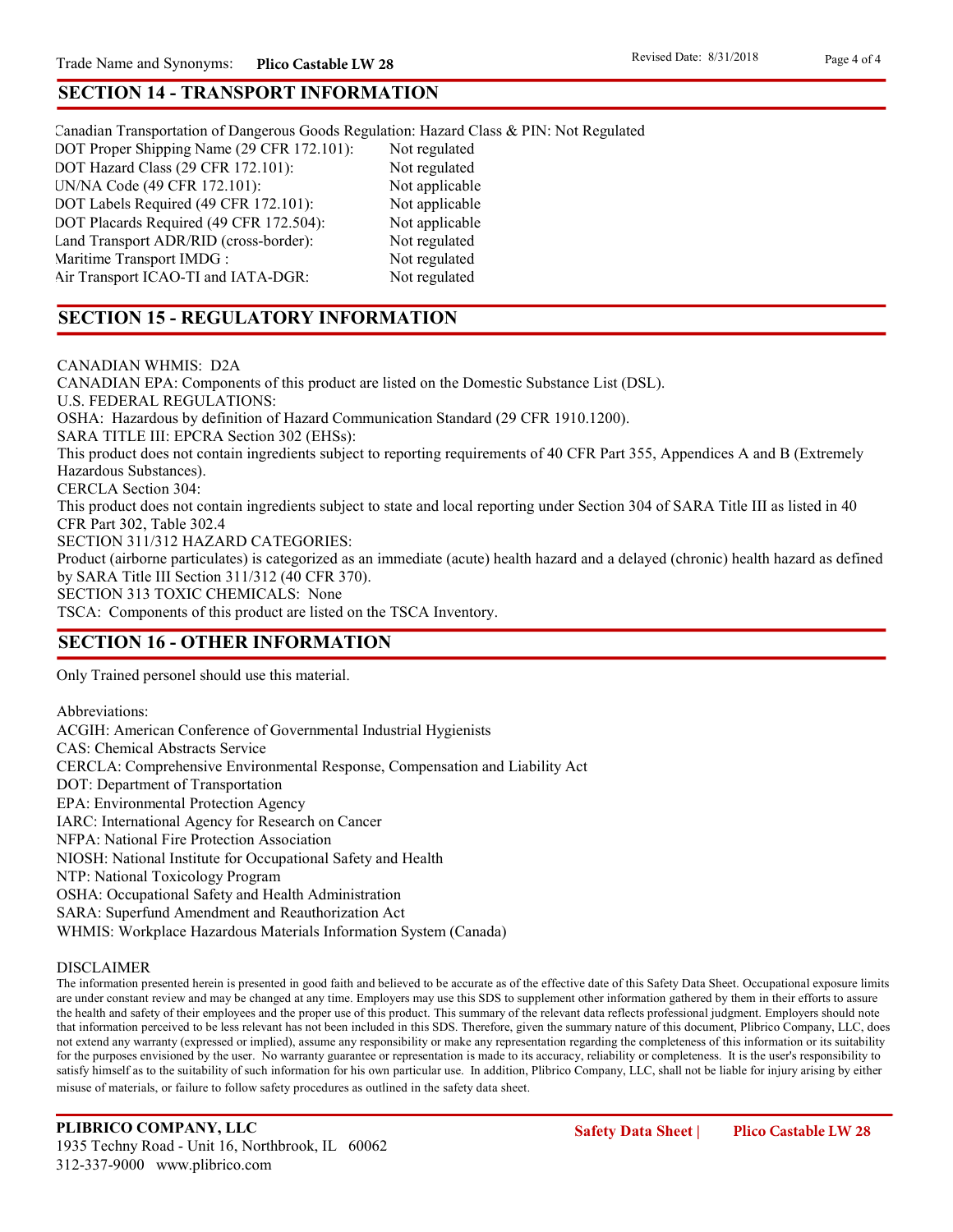## SECTION 14 - TRANSPORT INFORMATION

Canadian Transportation of Dangerous Goods Regulation: Hazard Class & PIN: Not Regulated

| | |
|---|---|
| DOT Proper Shipping Name (29 CFR 172.101): | Not regulated |
| DOT Hazard Class (29 CFR 172.101): | Not regulated |
| UN/NA Code (49 CFR 172.101): | Not applicable |
| DOT Labels Required (49 CFR 172.101): | Not applicable |
| DOT Placards Required (49 CFR 172.504): | Not applicable |
| Land Transport ADR/RID (cross-border): | Not regulated |
| Maritime Transport IMDG : | Not regulated |
| Air Transport ICAO-TI and IATA-DGR: | Not regulated |

## SECTION 15 - REGULATORY INFORMATION

CANADIAN WHMIS: D2A

CANADIAN EPA: Components of this product are listed on the Domestic Substance List (DSL).

U.S. FEDERAL REGULATIONS:

OSHA: Hazardous by definition of Hazard Communication Standard (29 CFR 1910.1200).

SARA TITLE III: EPCRA Section 302 (EHSs):

This product does not contain ingredients subject to reporting requirements of 40 CFR Part 355, Appendices A and B (Extremely Hazardous Substances).

CERCLA Section 304:

This product does not contain ingredients subject to state and local reporting under Section 304 of SARA Title III as listed in 40 CFR Part 302, Table 302.4

SECTION 311/312 HAZARD CATEGORIES:

Product (airborne particulates) is categorized as an immediate (acute) health hazard and a delayed (chronic) health hazard as defined by SARA Title III Section 311/312 (40 CFR 370).

SECTION 313 TOXIC CHEMICALS: None

TSCA: Components of this product are listed on the TSCA Inventory.

## SECTION 16 - OTHER INFORMATION

Only Trained personel should use this material.

Abbreviations:

ACGIH: American Conference of Governmental Industrial Hygienists
CAS: Chemical Abstracts Service
CERCLA: Comprehensive Environmental Response, Compensation and Liability Act
DOT: Department of Transportation
EPA: Environmental Protection Agency
IARC: International Agency for Research on Cancer
NFPA: National Fire Protection Association
NIOSH: National Institute for Occupational Safety and Health
NTP: National Toxicology Program
OSHA: Occupational Safety and Health Administration
SARA: Superfund Amendment and Reauthorization Act
WHMIS: Workplace Hazardous Materials Information System (Canada)

DISCLAIMER

The information presented herein is presented in good faith and believed to be accurate as of the effective date of this Safety Data Sheet. Occupational exposure limits are under constant review and may be changed at any time. Employers may use this SDS to supplement other information gathered by them in their efforts to assure the health and safety of their employees and the proper use of this product. This summary of the relevant data reflects professional judgment. Employers should note that information perceived to be less relevant has not been included in this SDS. Therefore, given the summary nature of this document, Plibrico Company, LLC, does not extend any warranty (expressed or implied), assume any responsibility or make any representation regarding the completeness of this information or its suitability for the purposes envisioned by the user. No warranty guarantee or representation is made to its accuracy, reliability or completeness. It is the user's responsibility to satisfy himself as to the suitability of such information for his own particular use. In addition, Plibrico Company, LLC, shall not be liable for injury arising by either misuse of materials, or failure to follow safety procedures as outlined in the safety data sheet.

**PLIBRICO COMPANY, LLC**
1935 Techny Road - Unit 16, Northbrook, IL 60062
312-337-9000 www.plibrico.com